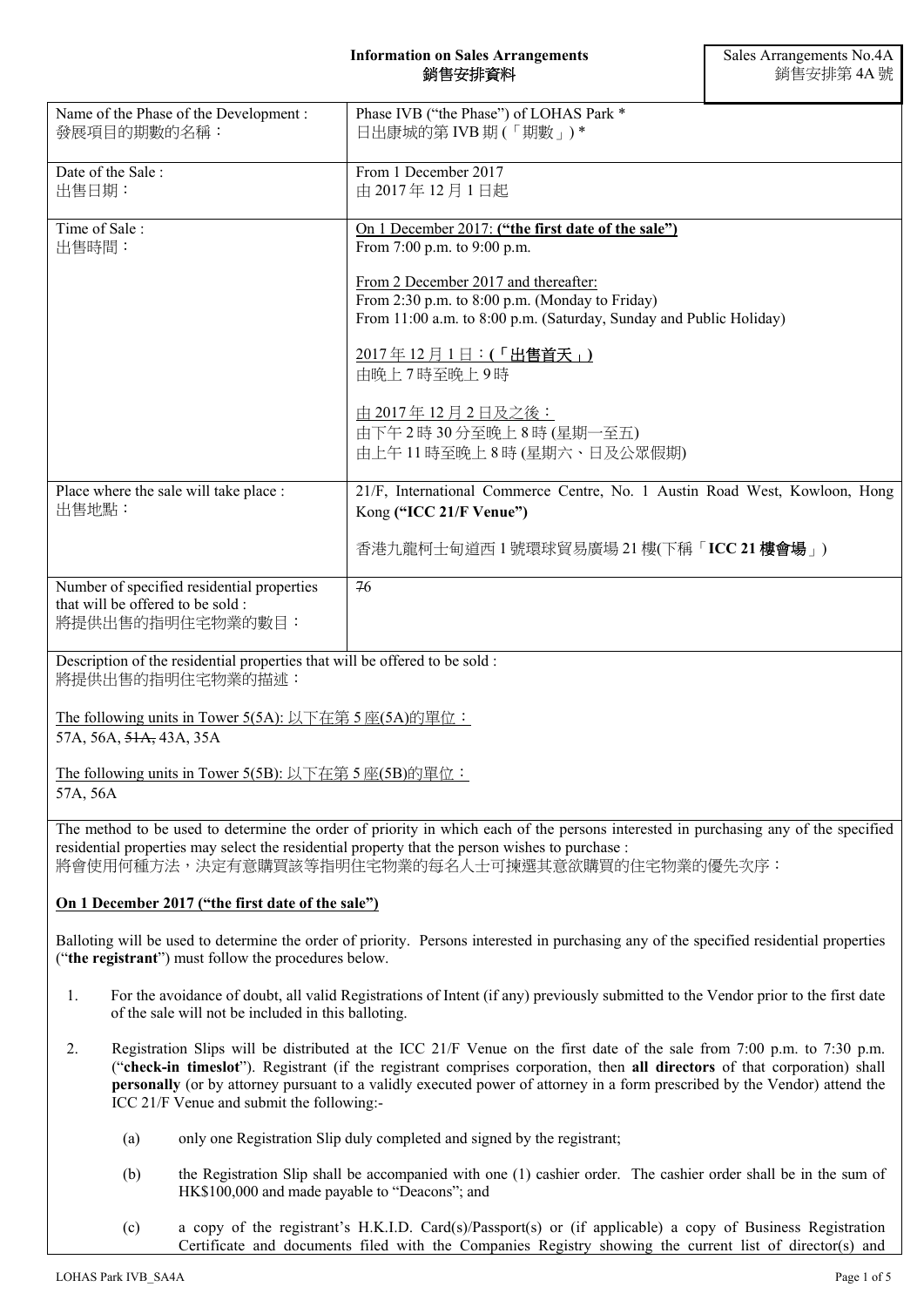**Information on Sales Arrangements**
**銷售安排資料**

Sales Arrangements No.4A
銷售安排第 4A 號

| | |
|---|---|
| Name of the Phase of the Development :<br>發展項目的期數的名稱： | Phase IVB ("the Phase") of LOHAS Park *<br>日出康城的第 IVB 期 (「期數」) * |
| Date of the Sale :<br>出售日期： | From 1 December 2017<br>由 2017 年 12 月 1 日起 |
| Time of Sale :<br>出售時間： | <u>On 1 December 2017: **("the first date of the sale")**</u><br>From 7:00 p.m. to 9:00 p.m.<br><br><u>From 2 December 2017 and thereafter:</u><br>From 2:30 p.m. to 8:00 p.m. (Monday to Friday)<br>From 11:00 a.m. to 8:00 p.m. (Saturday, Sunday and Public Holiday)<br><br><u>2017 年 12 月 1 日：**(「出售首天」)**</u><br>由晚上 7 時至晚上 9 時<br><br><u>由 2017 年 12 月 2 日及之後：</u><br>由下午 2 時 30 分至晚上 8 時 (星期一至五)<br>由上午 11 時至晚上 8 時 (星期六、日及公眾假期) |
| Place where the sale will take place :<br>出售地點： | 21/F, International Commerce Centre, No. 1 Austin Road West, Kowloon, Hong Kong **("ICC 21/F Venue")**<br><br>香港九龍柯士甸道西 1 號環球貿易廣場 21 樓(下稱「**ICC 21 樓會場**」) |
| Number of specified residential properties that will be offered to be sold :<br>將提供出售的指明住宅物業的數目： | ~~7~~6 |

Description of the residential properties that will be offered to be sold :
將提供出售的指明住宅物業的描述：

<u>The following units in Tower 5(5A): 以下在第 5 座(5A)的單位：</u>
57A, 56A, ~~51A,~~ 43A, 35A

<u>The following units in Tower 5(5B): 以下在第 5 座(5B)的單位：</u>
57A, 56A

The method to be used to determine the order of priority in which each of the persons interested in purchasing any of the specified residential properties may select the residential property that the person wishes to purchase :
將會使用何種方法，決定有意購買該等指明住宅物業的每名人士可揀選其意欲購買的住宅物業的優先次序：

**<u>On 1 December 2017 ("the first date of the sale")</u>**

Balloting will be used to determine the order of priority. Persons interested in purchasing any of the specified residential properties ("**the registrant**") must follow the procedures below.

1. For the avoidance of doubt, all valid Registrations of Intent (if any) previously submitted to the Vendor prior to the first date of the sale will not be included in this balloting.

2. Registration Slips will be distributed at the ICC 21/F Venue on the first date of the sale from 7:00 p.m. to 7:30 p.m. ("**check-in timeslot**"). Registrant (if the registrant comprises corporation, then **all directors** of that corporation) shall **personally** (or by attorney pursuant to a validly executed power of attorney in a form prescribed by the Vendor) attend the ICC 21/F Venue and submit the following:-

   (a) only one Registration Slip duly completed and signed by the registrant;

   (b) the Registration Slip shall be accompanied with one (1) cashier order. The cashier order shall be in the sum of HK$100,000 and made payable to "Deacons"; and

   (c) a copy of the registrant's H.K.I.D. Card(s)/Passport(s) or (if applicable) a copy of Business Registration Certificate and documents filed with the Companies Registry showing the current list of director(s) and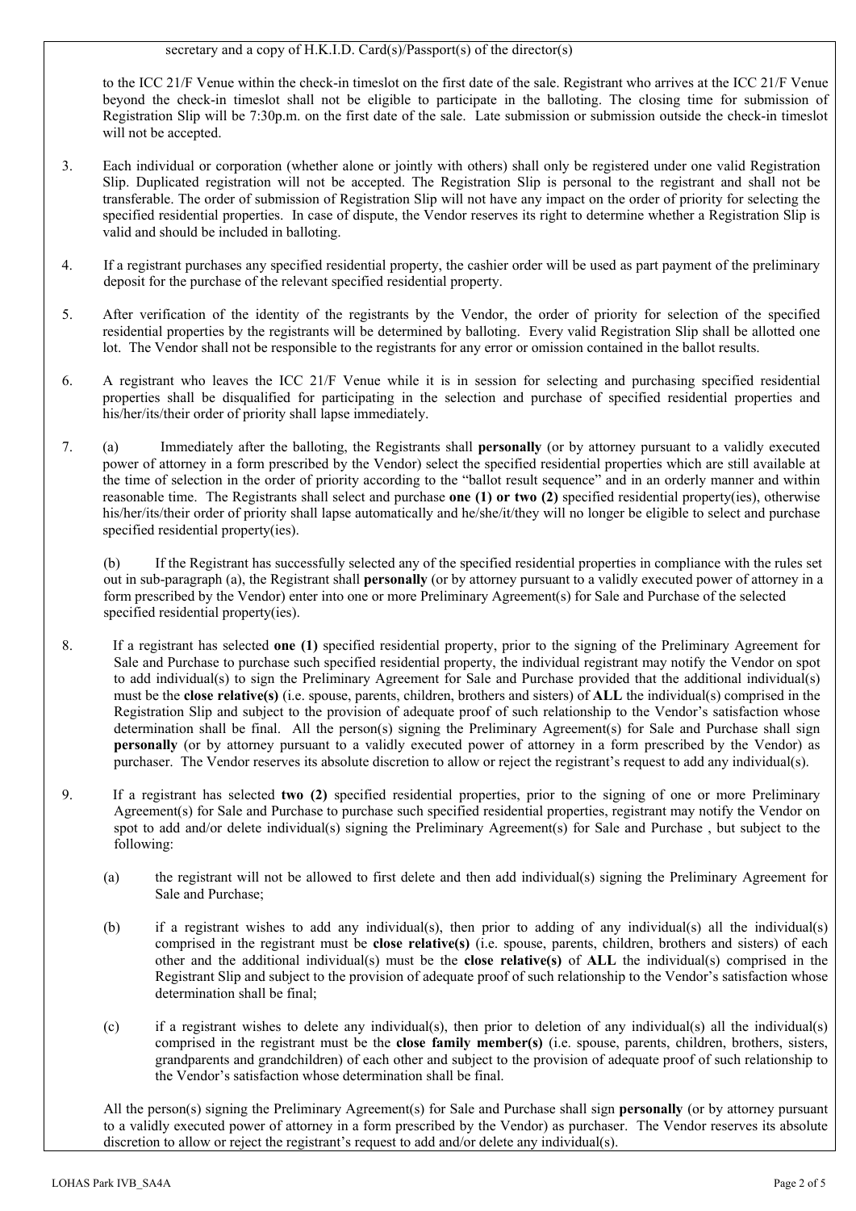secretary and a copy of H.K.I.D. Card(s)/Passport(s) of the director(s)

to the ICC 21/F Venue within the check-in timeslot on the first date of the sale. Registrant who arrives at the ICC 21/F Venue beyond the check-in timeslot shall not be eligible to participate in the balloting. The closing time for submission of Registration Slip will be 7:30p.m. on the first date of the sale. Late submission or submission outside the check-in timeslot will not be accepted.

3. Each individual or corporation (whether alone or jointly with others) shall only be registered under one valid Registration Slip. Duplicated registration will not be accepted. The Registration Slip is personal to the registrant and shall not be transferable. The order of submission of Registration Slip will not have any impact on the order of priority for selecting the specified residential properties. In case of dispute, the Vendor reserves its right to determine whether a Registration Slip is valid and should be included in balloting.

4. If a registrant purchases any specified residential property, the cashier order will be used as part payment of the preliminary deposit for the purchase of the relevant specified residential property.

5. After verification of the identity of the registrants by the Vendor, the order of priority for selection of the specified residential properties by the registrants will be determined by balloting. Every valid Registration Slip shall be allotted one lot. The Vendor shall not be responsible to the registrants for any error or omission contained in the ballot results.

6. A registrant who leaves the ICC 21/F Venue while it is in session for selecting and purchasing specified residential properties shall be disqualified for participating in the selection and purchase of specified residential properties and his/her/its/their order of priority shall lapse immediately.

7. (a) Immediately after the balloting, the Registrants shall **personally** (or by attorney pursuant to a validly executed power of attorney in a form prescribed by the Vendor) select the specified residential properties which are still available at the time of selection in the order of priority according to the "ballot result sequence" and in an orderly manner and within reasonable time. The Registrants shall select and purchase **one (1) or two (2)** specified residential property(ies), otherwise his/her/its/their order of priority shall lapse automatically and he/she/it/they will no longer be eligible to select and purchase specified residential property(ies).

   (b) If the Registrant has successfully selected any of the specified residential properties in compliance with the rules set out in sub-paragraph (a), the Registrant shall **personally** (or by attorney pursuant to a validly executed power of attorney in a form prescribed by the Vendor) enter into one or more Preliminary Agreement(s) for Sale and Purchase of the selected specified residential property(ies).

8. If a registrant has selected **one (1)** specified residential property, prior to the signing of the Preliminary Agreement for Sale and Purchase to purchase such specified residential property, the individual registrant may notify the Vendor on spot to add individual(s) to sign the Preliminary Agreement for Sale and Purchase provided that the additional individual(s) must be the **close relative(s)** (i.e. spouse, parents, children, brothers and sisters) of **ALL** the individual(s) comprised in the Registration Slip and subject to the provision of adequate proof of such relationship to the Vendor's satisfaction whose determination shall be final. All the person(s) signing the Preliminary Agreement(s) for Sale and Purchase shall sign **personally** (or by attorney pursuant to a validly executed power of attorney in a form prescribed by the Vendor) as purchaser. The Vendor reserves its absolute discretion to allow or reject the registrant's request to add any individual(s).

9. If a registrant has selected **two (2)** specified residential properties, prior to the signing of one or more Preliminary Agreement(s) for Sale and Purchase to purchase such specified residential properties, registrant may notify the Vendor on spot to add and/or delete individual(s) signing the Preliminary Agreement(s) for Sale and Purchase , but subject to the following:

   (a) the registrant will not be allowed to first delete and then add individual(s) signing the Preliminary Agreement for Sale and Purchase;

   (b) if a registrant wishes to add any individual(s), then prior to adding of any individual(s) all the individual(s) comprised in the registrant must be **close relative(s)** (i.e. spouse, parents, children, brothers and sisters) of each other and the additional individual(s) must be the **close relative(s)** of **ALL** the individual(s) comprised in the Registrant Slip and subject to the provision of adequate proof of such relationship to the Vendor's satisfaction whose determination shall be final;

   (c) if a registrant wishes to delete any individual(s), then prior to deletion of any individual(s) all the individual(s) comprised in the registrant must be the **close family member(s)** (i.e. spouse, parents, children, brothers, sisters, grandparents and grandchildren) of each other and subject to the provision of adequate proof of such relationship to the Vendor's satisfaction whose determination shall be final.

   All the person(s) signing the Preliminary Agreement(s) for Sale and Purchase shall sign **personally** (or by attorney pursuant to a validly executed power of attorney in a form prescribed by the Vendor) as purchaser. The Vendor reserves its absolute discretion to allow or reject the registrant's request to add and/or delete any individual(s).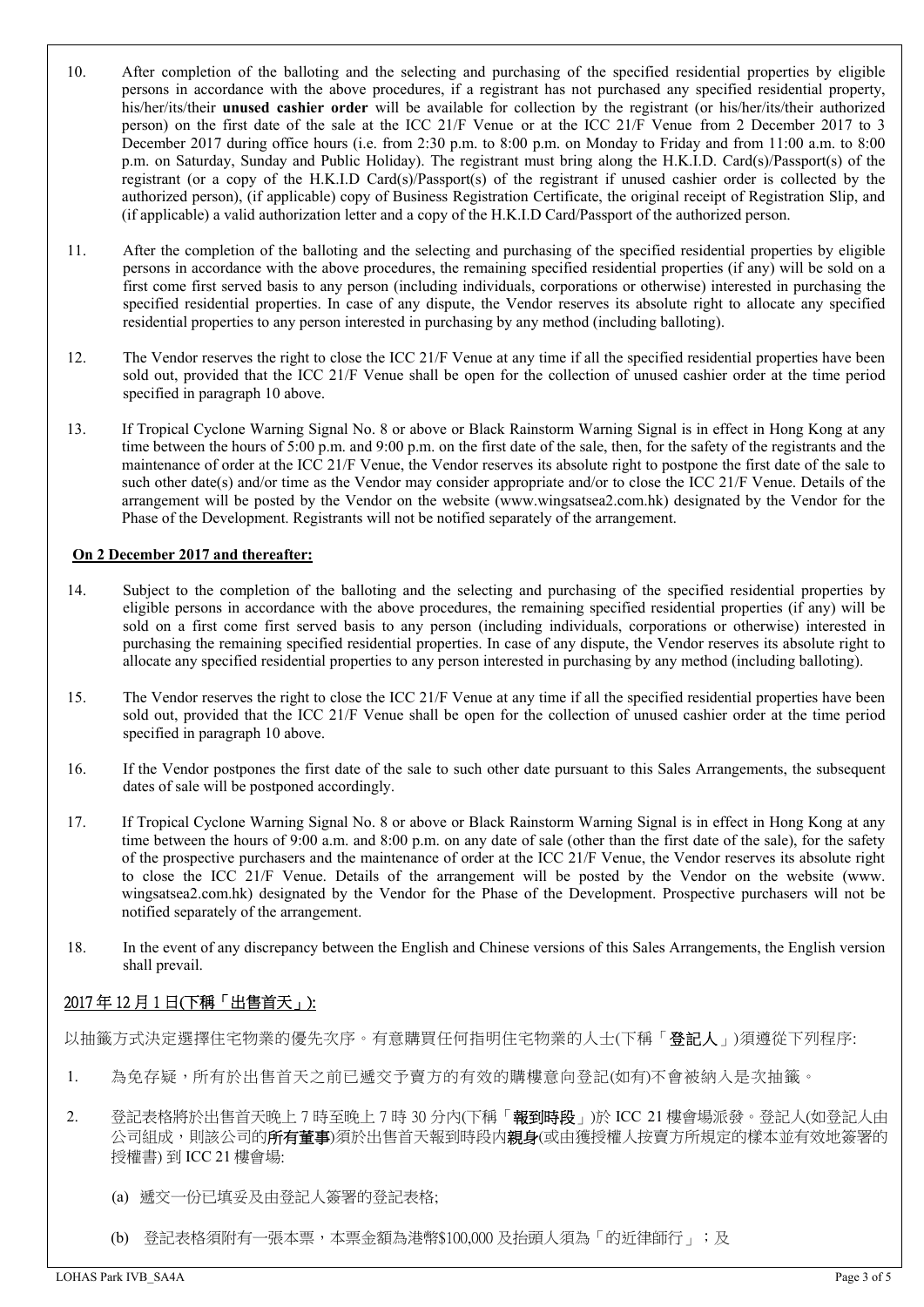10. After completion of the balloting and the selecting and purchasing of the specified residential properties by eligible persons in accordance with the above procedures, if a registrant has not purchased any specified residential property, his/her/its/their **unused cashier order** will be available for collection by the registrant (or his/her/its/their authorized person) on the first date of the sale at the ICC 21/F Venue or at the ICC 21/F Venue from 2 December 2017 to 3 December 2017 during office hours (i.e. from 2:30 p.m. to 8:00 p.m. on Monday to Friday and from 11:00 a.m. to 8:00 p.m. on Saturday, Sunday and Public Holiday). The registrant must bring along the H.K.I.D. Card(s)/Passport(s) of the registrant (or a copy of the H.K.I.D Card(s)/Passport(s) of the registrant if unused cashier order is collected by the authorized person), (if applicable) copy of Business Registration Certificate, the original receipt of Registration Slip, and (if applicable) a valid authorization letter and a copy of the H.K.I.D Card/Passport of the authorized person.

11. After the completion of the balloting and the selecting and purchasing of the specified residential properties by eligible persons in accordance with the above procedures, the remaining specified residential properties (if any) will be sold on a first come first served basis to any person (including individuals, corporations or otherwise) interested in purchasing the specified residential properties. In case of any dispute, the Vendor reserves its absolute right to allocate any specified residential properties to any person interested in purchasing by any method (including balloting).

12. The Vendor reserves the right to close the ICC 21/F Venue at any time if all the specified residential properties have been sold out, provided that the ICC 21/F Venue shall be open for the collection of unused cashier order at the time period specified in paragraph 10 above.

13. If Tropical Cyclone Warning Signal No. 8 or above or Black Rainstorm Warning Signal is in effect in Hong Kong at any time between the hours of 5:00 p.m. and 9:00 p.m. on the first date of the sale, then, for the safety of the registrants and the maintenance of order at the ICC 21/F Venue, the Vendor reserves its absolute right to postpone the first date of the sale to such other date(s) and/or time as the Vendor may consider appropriate and/or to close the ICC 21/F Venue. Details of the arrangement will be posted by the Vendor on the website (www.wingsatsea2.com.hk) designated by the Vendor for the Phase of the Development. Registrants will not be notified separately of the arrangement.

**On 2 December 2017 and thereafter:**

14. Subject to the completion of the balloting and the selecting and purchasing of the specified residential properties by eligible persons in accordance with the above procedures, the remaining specified residential properties (if any) will be sold on a first come first served basis to any person (including individuals, corporations or otherwise) interested in purchasing the remaining specified residential properties. In case of any dispute, the Vendor reserves its absolute right to allocate any specified residential properties to any person interested in purchasing by any method (including balloting).

15. The Vendor reserves the right to close the ICC 21/F Venue at any time if all the specified residential properties have been sold out, provided that the ICC 21/F Venue shall be open for the collection of unused cashier order at the time period specified in paragraph 10 above.

16. If the Vendor postpones the first date of the sale to such other date pursuant to this Sales Arrangements, the subsequent dates of sale will be postponed accordingly.

17. If Tropical Cyclone Warning Signal No. 8 or above or Black Rainstorm Warning Signal is in effect in Hong Kong at any time between the hours of 9:00 a.m. and 8:00 p.m. on any date of sale (other than the first date of the sale), for the safety of the prospective purchasers and the maintenance of order at the ICC 21/F Venue, the Vendor reserves its absolute right to close the ICC 21/F Venue. Details of the arrangement will be posted by the Vendor on the website (www. wingsatsea2.com.hk) designated by the Vendor for the Phase of the Development. Prospective purchasers will not be notified separately of the arrangement.

18. In the event of any discrepancy between the English and Chinese versions of this Sales Arrangements, the English version shall prevail.

2017 年 12 月 1 日(下稱「出售首天」):

以抽籤方式決定選擇住宅物業的優先次序。有意購買任何指明住宅物業的人士(下稱「**登記人**」)須遵從下列程序:

1. 為免存疑，所有於出售首天之前已遞交予賣方的有效的購樓意向登記(如有)不會被納入是次抽籤。

2. 登記表格將於出售首天晚上 7 時至晚上 7 時 30 分內(下稱「**報到時段**」)於 ICC 21 樓會場派發。登記人(如登記人由公司組成，則該公司的**所有董事**)須於出售首天報到時段內**親身**(或由獲授權人按賣方所規定的樣本並有效地簽署的授權書) 到 ICC 21 樓會場:

   (a) 遞交一份已填妥及由登記人簽署的登記表格;

   (b) 登記表格須附有一張本票，本票金額為港幣$100,000 及抬頭人須為「的近律師行」；及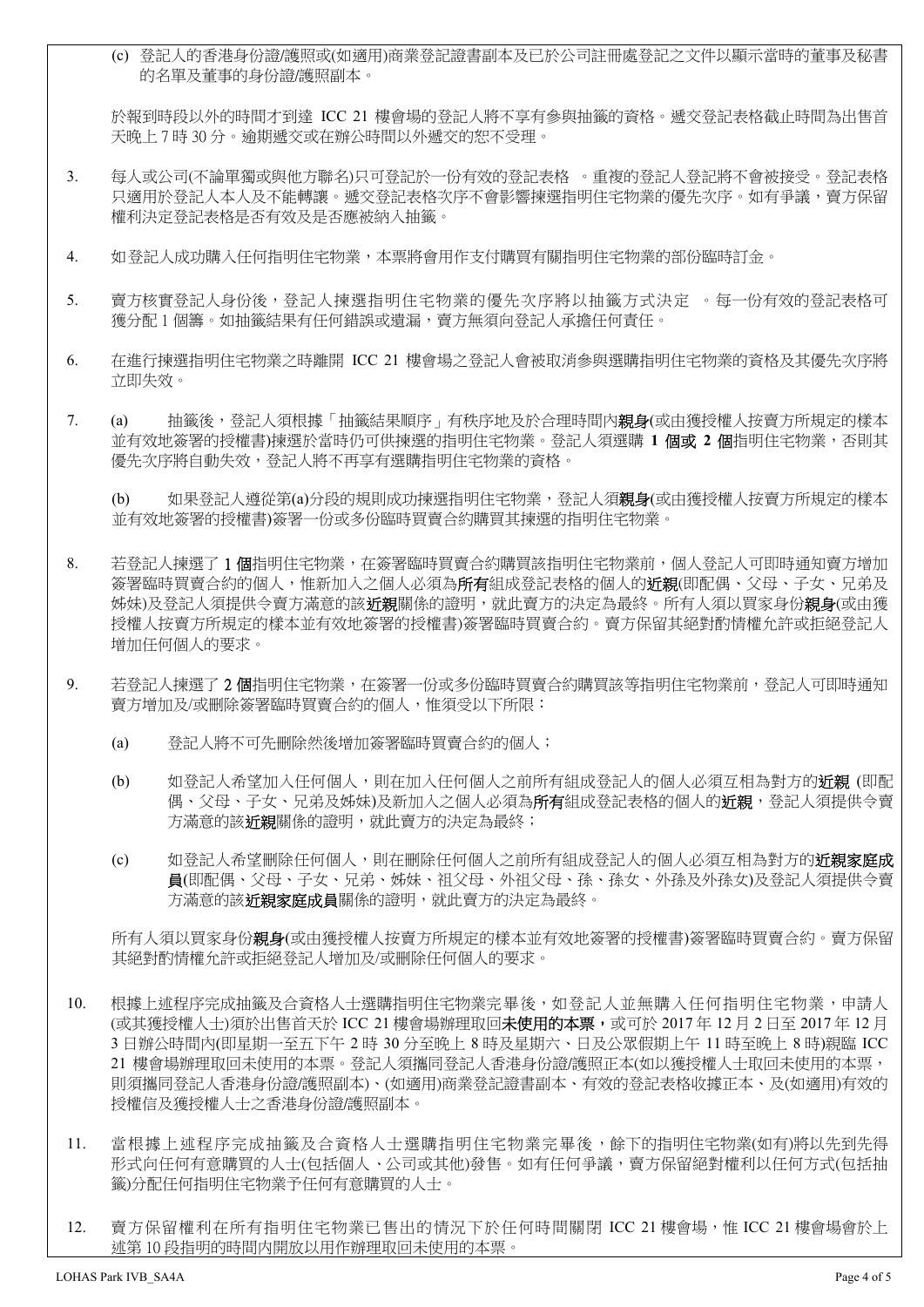(c) 登記人的香港身份證/護照或(如適用)商業登記證書副本及已於公司註冊處登記之文件以顯示當時的董事及秘書的名單及董事的身份證/護照副本。

於報到時段以外的時間才到達 ICC 21 樓會場的登記人將不享有參與抽籤的資格。遞交登記表格截止時間為出售首天晚上 7 時 30 分。逾期遞交或在辦公時間以外遞交的恕不受理。

3. 每人或公司(不論單獨或與他方聯名)只可登記於一份有效的登記表格 。重複的登記人登記將不會被接受。登記表格只適用於登記人本人及不能轉讓。遞交登記表格次序不會影響揀選指明住宅物業的優先次序。如有爭議，賣方保留權利決定登記表格是否有效及是否應被納入抽籤。

4. 如登記人成功購入任何指明住宅物業，本票將會用作支付購買有關指明住宅物業的部份臨時訂金。

5. 賣方核實登記人身份後，登記人揀選指明住宅物業的優先次序將以抽籤方式決定 。每一份有效的登記表格可獲分配 1 個籌。如抽籤結果有任何錯誤或遺漏，賣方無須向登記人承擔任何責任。

6. 在進行揀選指明住宅物業之時離開 ICC 21 樓會場之登記人會被取消參與選購指明住宅物業的資格及其優先次序將立即失效。

7. (a) 抽籤後，登記人須根據「抽籤結果順序」有秩序地及於合理時間內**親身**(或由獲授權人按賣方所規定的樣本並有效地簽署的授權書)揀選於當時仍可供揀選的指明住宅物業。登記人須選購 **1 個或 2 個**指明住宅物業，否則其優先次序將自動失效，登記人將不再享有選購指明住宅物業的資格。

   (b) 如果登記人遵從第(a)分段的規則成功揀選指明住宅物業，登記人須**親身**(或由獲授權人按賣方所規定的樣本並有效地簽署的授權書)簽署一份或多份臨時買賣合約購買其揀選的指明住宅物業。

8. 若登記人揀選了 1 個指明住宅物業，在簽署臨時買賣合約購買該指明住宅物業前，個人登記人可即時通知賣方增加簽署臨時買賣合約的個人，惟新加入之個人必須為**所有**組成登記表格的個人的**近親**(即配偶、父母、子女、兄弟及姊妹)及登記人須提供令賣方滿意的該**近親**關係的證明，就此賣方的決定為最終。所有人須以買家身份**親身**(或由獲授權人按賣方所規定的樣本並有效地簽署的授權書)簽署臨時買賣合約。賣方保留其絕對酌情權允許或拒絕登記人增加任何個人的要求。

9. 若登記人揀選了 2 個指明住宅物業，在簽署一份或多份臨時買賣合約購買該等指明住宅物業前，登記人可即時通知賣方增加及/或刪除簽署臨時買賣合約的個人，惟須受以下所限：

   (a) 登記人將不可先刪除然後增加簽署臨時買賣合約的個人；

   (b) 如登記人希望加入任何個人，則在加入任何個人之前所有組成登記人的個人必須互相為對方的**近親** (即配偶、父母、子女、兄弟及姊妹)及新加入之個人必須為**所有**組成登記表格的個人的**近親**，登記人須提供令賣方滿意的該**近親**關係的證明，就此賣方的決定為最終；

   (c) 如登記人希望刪除任何個人，則在刪除任何個人之前所有組成登記人的個人必須互相為對方的**近親家庭成員**(即配偶、父母、子女、兄弟、姊妹、祖父母、外祖父母、孫、孫女、外孫及外孫女)及登記人須提供令賣方滿意的該**近親家庭成員**關係的證明，就此賣方的決定為最終。

   所有人須以買家身份**親身**(或由獲授權人按賣方所規定的樣本並有效地簽署的授權書)簽署臨時買賣合約。賣方保留其絕對酌情權允許或拒絕登記人增加及/或刪除任何個人的要求。

10. 根據上述程序完成抽籤及合資格人士選購指明住宅物業完畢後，如登記人並無購入任何指明住宅物業，申請人(或其獲授權人士)須於出售首天於 ICC 21 樓會場辦理取回**未使用的本票**，或可於 2017 年 12 月 2 日至 2017 年 12 月 3 日辦公時間內(即星期一至五下午 2 時 30 分至晚上 8 時及星期六、日及公眾假期上午 11 時至晚上 8 時)親臨 ICC 21 樓會場辦理取回未使用的本票。登記人須攜同登記人香港身份證/護照正本(如以獲授權人士取回未使用的本票，則須攜同登記人香港身份證/護照副本)、(如適用)商業登記證書副本、有效的登記表格收據正本、及(如適用)有效的授權信及獲授權人士之香港身份證/護照副本。

11. 當根據上述程序完成抽籤及合資格人士選購指明住宅物業完畢後，餘下的指明住宅物業(如有)將以先到先得形式向任何有意購買的人士(包括個人、公司或其他)發售。如有任何爭議，賣方保留絕對權利以任何方式(包括抽籤)分配任何指明住宅物業予任何有意購買的人士。

12. 賣方保留權利在所有指明住宅物業已售出的情況下於任何時間關閉 ICC 21 樓會場，惟 ICC 21 樓會場會於上述第 10 段指明的時間內開放以用作辦理取回未使用的本票。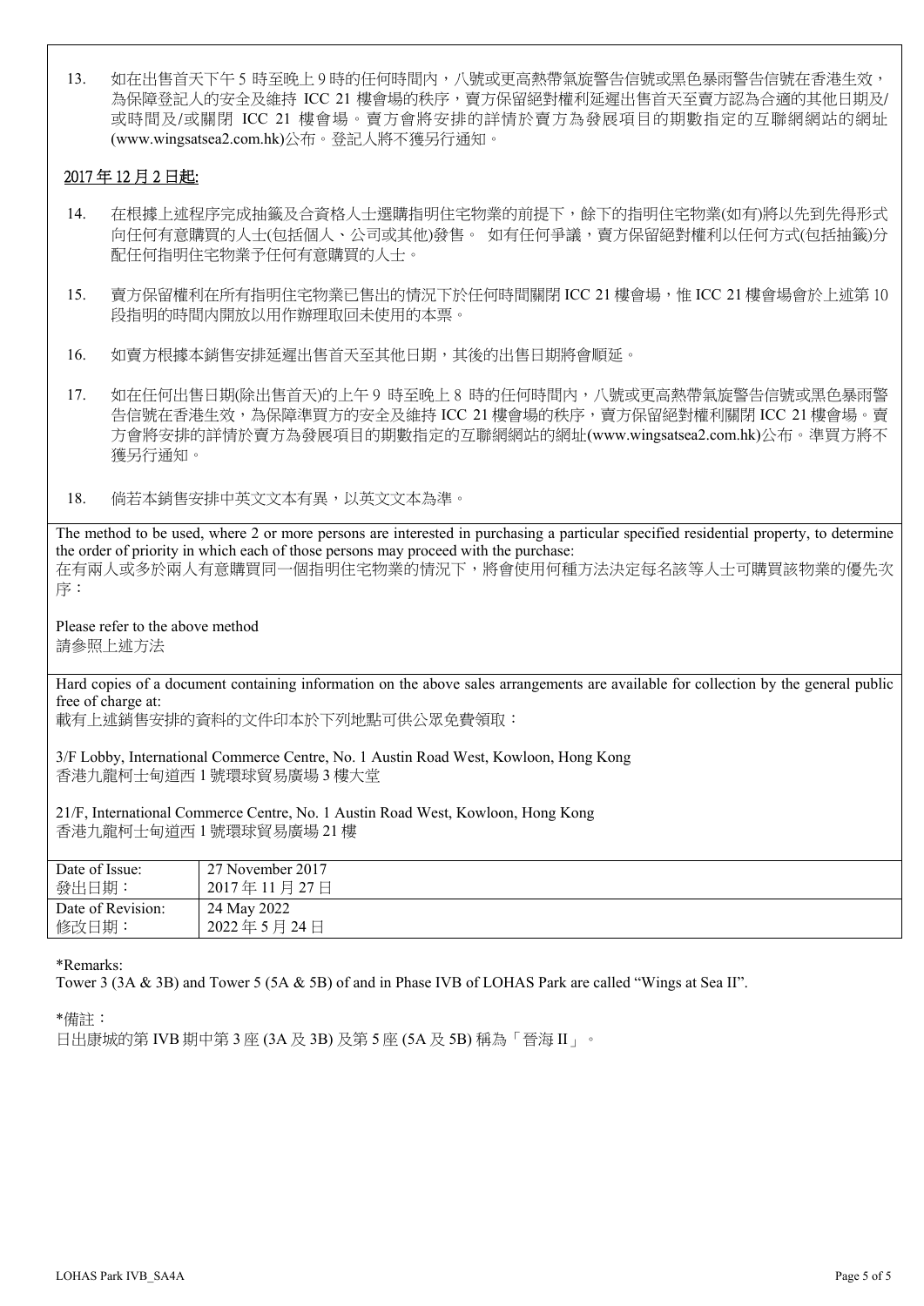13. 如在出售首天下午 5 時至晚上 9 時的任何時間內，八號或更高熱帶氣旋警告信號或黑色暴雨警告信號在香港生效，為保障登記人的安全及維持 ICC 21 樓會場的秩序，賣方保留絕對權利延遲出售首天至賣方認為合適的其他日期及/或時間及/或關閉 ICC 21 樓會場。賣方會將安排的詳情於賣方為發展項目的期數指定的互聯網網站的網址(www.wingsatsea2.com.hk)公布。登記人將不獲另行通知。

<u>2017 年 12 月 2 日起:</u>

14. 在根據上述程序完成抽籤及合資格人士選購指明住宅物業的前提下，餘下的指明住宅物業(如有)將以先到先得形式向任何有意購買的人士(包括個人、公司或其他)發售。 如有任何爭議，賣方保留絕對權利以任何方式(包括抽籤)分配任何指明住宅物業予任何有意購買的人士。

15. 賣方保留權利在所有指明住宅物業已售出的情況下於任何時間關閉 ICC 21 樓會場，惟 ICC 21 樓會場會於上述第 10 段指明的時間內開放以用作辦理取回未使用的本票。

16. 如賣方根據本銷售安排延遲出售首天至其他日期，其後的出售日期將會順延。

17. 如在任何出售日期(除出售首天)的上午 9 時至晚上 8 時的任何時間內，八號或更高熱帶氣旋警告信號或黑色暴雨警告信號在香港生效，為保障準買方的安全及維持 ICC 21 樓會場的秩序，賣方保留絕對權利關閉 ICC 21 樓會場。賣方會將安排的詳情於賣方為發展項目的期數指定的互聯網網站的網址(www.wingsatsea2.com.hk)公布。準買方將不獲另行通知。

18. 倘若本銷售安排中英文文本有異，以英文文本為準。

The method to be used, where 2 or more persons are interested in purchasing a particular specified residential property, to determine the order of priority in which each of those persons may proceed with the purchase:
在有兩人或多於兩人有意購買同一個指明住宅物業的情況下，將會使用何種方法決定每名該等人士可購買該物業的優先次序：

Please refer to the above method
請參照上述方法

Hard copies of a document containing information on the above sales arrangements are available for collection by the general public free of charge at:
載有上述銷售安排的資料的文件印本於下列地點可供公眾免費領取：

3/F Lobby, International Commerce Centre, No. 1 Austin Road West, Kowloon, Hong Kong
香港九龍柯士甸道西 1 號環球貿易廣場 3 樓大堂

21/F, International Commerce Centre, No. 1 Austin Road West, Kowloon, Hong Kong
香港九龍柯士甸道西 1 號環球貿易廣場 21 樓

| | |
|---|---|
| Date of Issue:<br>發出日期： | 27 November 2017<br>2017 年 11 月 27 日 |
| Date of Revision:<br>修改日期： | 24 May 2022<br>2022 年 5 月 24 日 |

*Remarks:
Tower 3 (3A & 3B) and Tower 5 (5A & 5B) of and in Phase IVB of LOHAS Park are called "Wings at Sea II".

*備註：
日出康城的第 IVB 期中第 3 座 (3A 及 3B) 及第 5 座 (5A 及 5B) 稱為「晉海 II」。